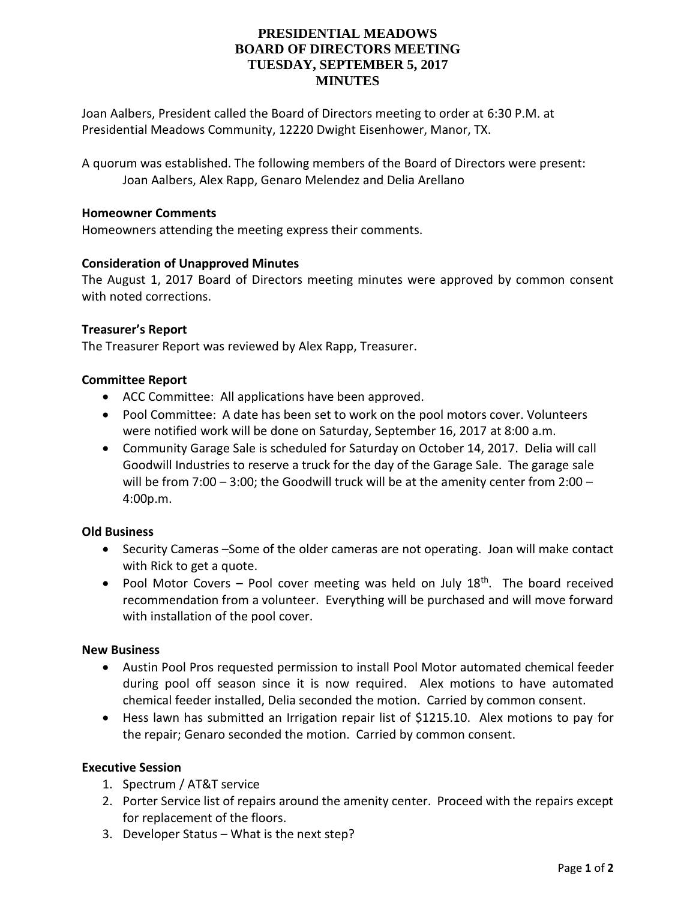# PRESIDENTIAL MEADOWS
# BOARD OF DIRECTORS MEETING
# TUESDAY, SEPTEMBER 5, 2017
# MINUTES

Joan Aalbers, President called the Board of Directors meeting to order at 6:30 P.M. at Presidential Meadows Community, 12220 Dwight Eisenhower, Manor, TX.

A quorum was established. The following members of the Board of Directors were present:
Joan Aalbers, Alex Rapp, Genaro Melendez and Delia Arellano

**Homeowner Comments**
Homeowners attending the meeting express their comments.

**Consideration of Unapproved Minutes**
The August 1, 2017 Board of Directors meeting minutes were approved by common consent with noted corrections.

**Treasurer's Report**
The Treasurer Report was reviewed by Alex Rapp, Treasurer.

**Committee Report**

- ACC Committee: All applications have been approved.
- Pool Committee: A date has been set to work on the pool motors cover. Volunteers were notified work will be done on Saturday, September 16, 2017 at 8:00 a.m.
- Community Garage Sale is scheduled for Saturday on October 14, 2017. Delia will call Goodwill Industries to reserve a truck for the day of the Garage Sale. The garage sale will be from 7:00 – 3:00; the Goodwill truck will be at the amenity center from 2:00 – 4:00p.m.

**Old Business**

- Security Cameras –Some of the older cameras are not operating. Joan will make contact with Rick to get a quote.
- Pool Motor Covers – Pool cover meeting was held on July 18th. The board received recommendation from a volunteer. Everything will be purchased and will move forward with installation of the pool cover.

**New Business**

- Austin Pool Pros requested permission to install Pool Motor automated chemical feeder during pool off season since it is now required. Alex motions to have automated chemical feeder installed, Delia seconded the motion. Carried by common consent.
- Hess lawn has submitted an Irrigation repair list of $1215.10. Alex motions to pay for the repair; Genaro seconded the motion. Carried by common consent.

**Executive Session**

1. Spectrum / AT&T service
2. Porter Service list of repairs around the amenity center. Proceed with the repairs except for replacement of the floors.
3. Developer Status – What is the next step?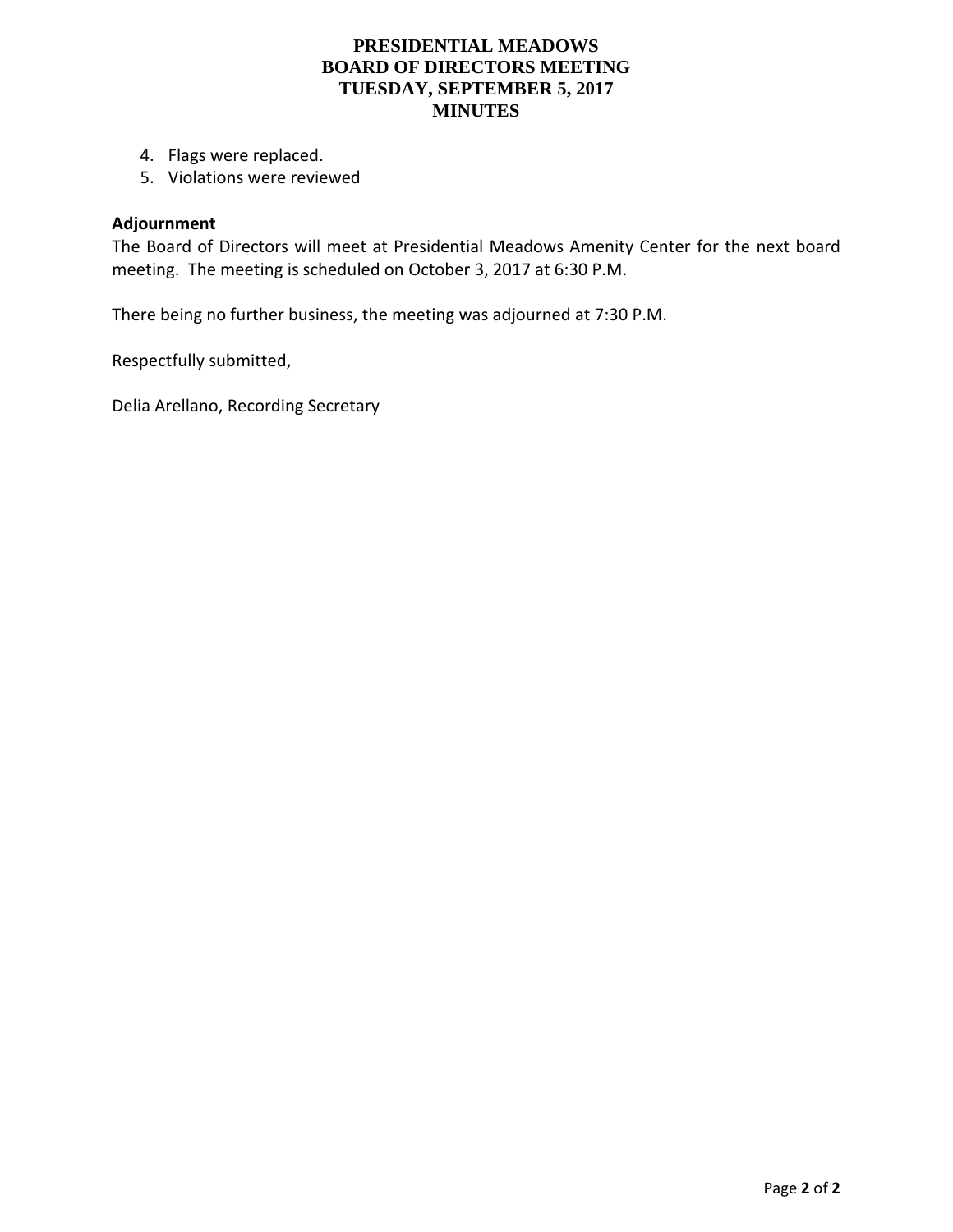4. Flags were replaced.
5. Violations were reviewed

**Adjournment**

The Board of Directors will meet at Presidential Meadows Amenity Center for the next board meeting. The meeting is scheduled on October 3, 2017 at 6:30 P.M.

There being no further business, the meeting was adjourned at 7:30 P.M.

Respectfully submitted,

Delia Arellano, Recording Secretary